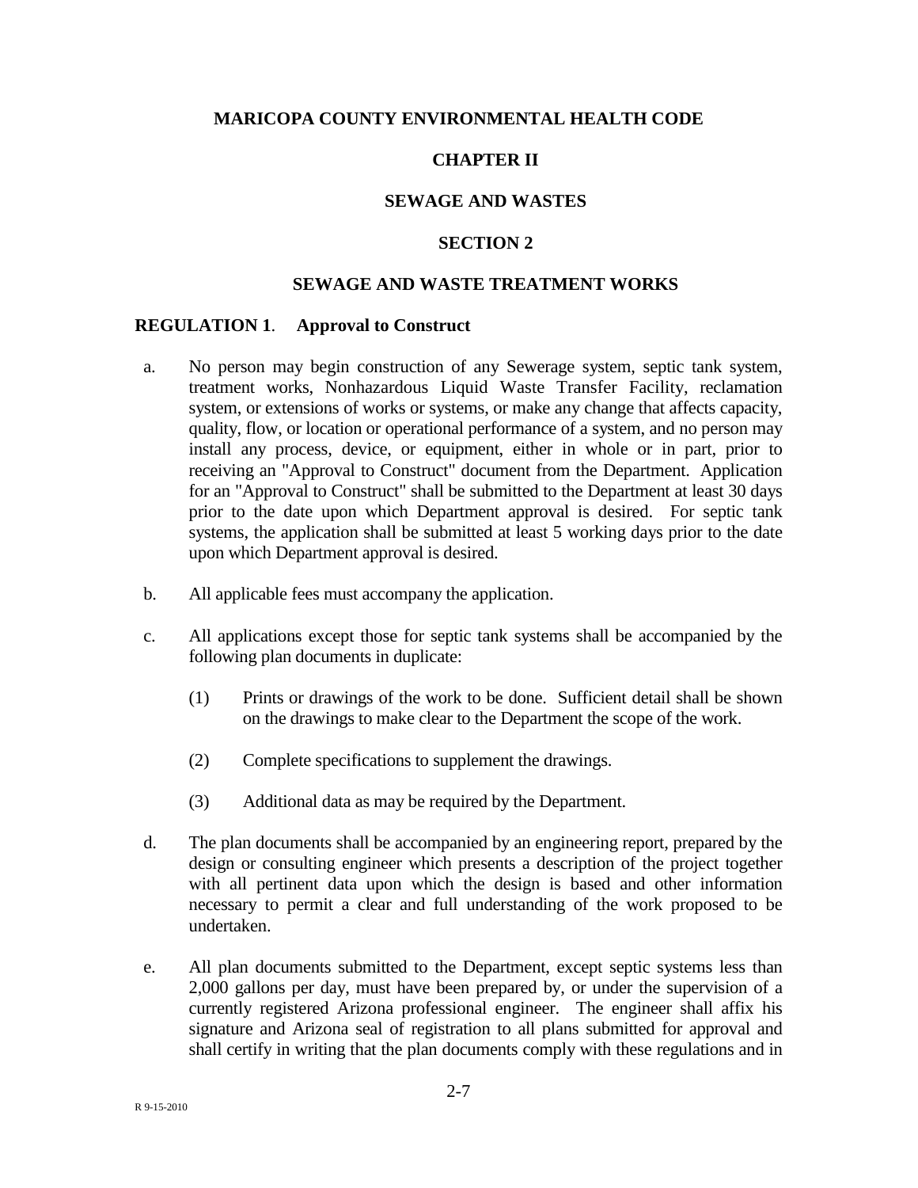# MARICOPA COUNTY ENVIRONMENTAL HEALTH CODE

## CHAPTER II

## SEWAGE AND WASTES

## SECTION 2

## SEWAGE AND WASTE TREATMENT WORKS

### REGULATION 1. Approval to Construct

a. No person may begin construction of any Sewerage system, septic tank system, treatment works, Nonhazardous Liquid Waste Transfer Facility, reclamation system, or extensions of works or systems, or make any change that affects capacity, quality, flow, or location or operational performance of a system, and no person may install any process, device, or equipment, either in whole or in part, prior to receiving an "Approval to Construct" document from the Department. Application for an "Approval to Construct" shall be submitted to the Department at least 30 days prior to the date upon which Department approval is desired. For septic tank systems, the application shall be submitted at least 5 working days prior to the date upon which Department approval is desired.

b. All applicable fees must accompany the application.

c. All applications except those for septic tank systems shall be accompanied by the following plan documents in duplicate:

   (1) Prints or drawings of the work to be done. Sufficient detail shall be shown on the drawings to make clear to the Department the scope of the work.

   (2) Complete specifications to supplement the drawings.

   (3) Additional data as may be required by the Department.

d. The plan documents shall be accompanied by an engineering report, prepared by the design or consulting engineer which presents a description of the project together with all pertinent data upon which the design is based and other information necessary to permit a clear and full understanding of the work proposed to be undertaken.

e. All plan documents submitted to the Department, except septic systems less than 2,000 gallons per day, must have been prepared by, or under the supervision of a currently registered Arizona professional engineer. The engineer shall affix his signature and Arizona seal of registration to all plans submitted for approval and shall certify in writing that the plan documents comply with these regulations and in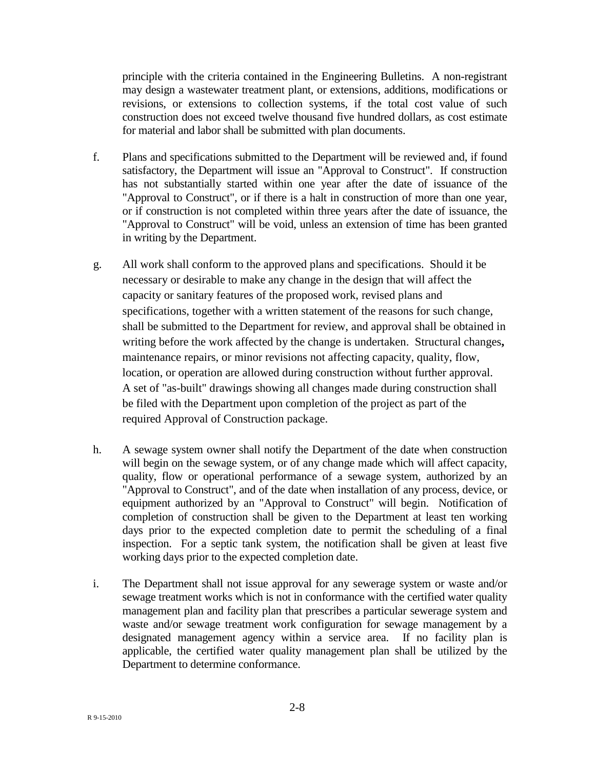principle with the criteria contained in the Engineering Bulletins. A non-registrant may design a wastewater treatment plant, or extensions, additions, modifications or revisions, or extensions to collection systems, if the total cost value of such construction does not exceed twelve thousand five hundred dollars, as cost estimate for material and labor shall be submitted with plan documents.

f. Plans and specifications submitted to the Department will be reviewed and, if found satisfactory, the Department will issue an "Approval to Construct". If construction has not substantially started within one year after the date of issuance of the "Approval to Construct", or if there is a halt in construction of more than one year, or if construction is not completed within three years after the date of issuance, the "Approval to Construct" will be void, unless an extension of time has been granted in writing by the Department.

g. All work shall conform to the approved plans and specifications. Should it be necessary or desirable to make any change in the design that will affect the capacity or sanitary features of the proposed work, revised plans and specifications, together with a written statement of the reasons for such change, shall be submitted to the Department for review, and approval shall be obtained in writing before the work affected by the change is undertaken. Structural changes**,** maintenance repairs, or minor revisions not affecting capacity, quality, flow, location, or operation are allowed during construction without further approval. A set of "as-built" drawings showing all changes made during construction shall be filed with the Department upon completion of the project as part of the required Approval of Construction package.

h. A sewage system owner shall notify the Department of the date when construction will begin on the sewage system, or of any change made which will affect capacity, quality, flow or operational performance of a sewage system, authorized by an "Approval to Construct", and of the date when installation of any process, device, or equipment authorized by an "Approval to Construct" will begin. Notification of completion of construction shall be given to the Department at least ten working days prior to the expected completion date to permit the scheduling of a final inspection. For a septic tank system, the notification shall be given at least five working days prior to the expected completion date.

i. The Department shall not issue approval for any sewerage system or waste and/or sewage treatment works which is not in conformance with the certified water quality management plan and facility plan that prescribes a particular sewerage system and waste and/or sewage treatment work configuration for sewage management by a designated management agency within a service area. If no facility plan is applicable, the certified water quality management plan shall be utilized by the Department to determine conformance.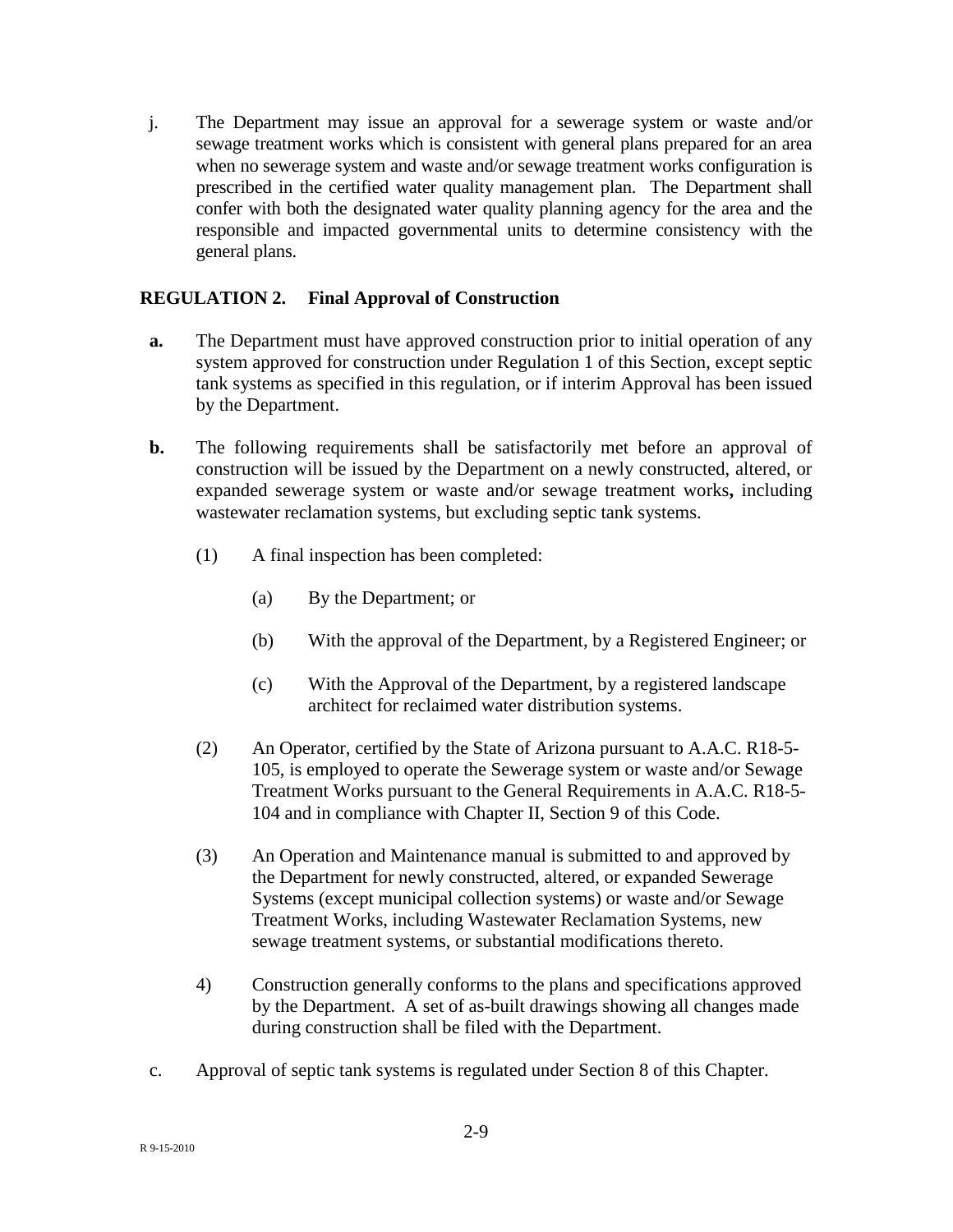j. The Department may issue an approval for a sewerage system or waste and/or sewage treatment works which is consistent with general plans prepared for an area when no sewerage system and waste and/or sewage treatment works configuration is prescribed in the certified water quality management plan. The Department shall confer with both the designated water quality planning agency for the area and the responsible and impacted governmental units to determine consistency with the general plans.

## REGULATION 2. Final Approval of Construction

**a.** The Department must have approved construction prior to initial operation of any system approved for construction under Regulation 1 of this Section, except septic tank systems as specified in this regulation, or if interim Approval has been issued by the Department.

**b.** The following requirements shall be satisfactorily met before an approval of construction will be issued by the Department on a newly constructed, altered, or expanded sewerage system or waste and/or sewage treatment works**,** including wastewater reclamation systems, but excluding septic tank systems.

(1) A final inspection has been completed:

(a) By the Department; or

(b) With the approval of the Department, by a Registered Engineer; or

(c) With the Approval of the Department, by a registered landscape architect for reclaimed water distribution systems.

(2) An Operator, certified by the State of Arizona pursuant to A.A.C. R18-5-105, is employed to operate the Sewerage system or waste and/or Sewage Treatment Works pursuant to the General Requirements in A.A.C. R18-5-104 and in compliance with Chapter II, Section 9 of this Code.

(3) An Operation and Maintenance manual is submitted to and approved by the Department for newly constructed, altered, or expanded Sewerage Systems (except municipal collection systems) or waste and/or Sewage Treatment Works, including Wastewater Reclamation Systems, new sewage treatment systems, or substantial modifications thereto.

4) Construction generally conforms to the plans and specifications approved by the Department. A set of as-built drawings showing all changes made during construction shall be filed with the Department.

c. Approval of septic tank systems is regulated under Section 8 of this Chapter.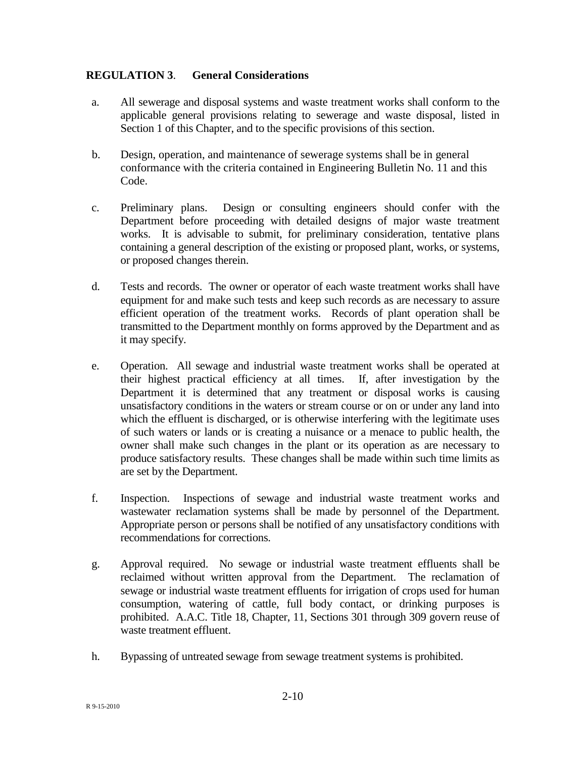**REGULATION 3. General Considerations**

a. All sewerage and disposal systems and waste treatment works shall conform to the applicable general provisions relating to sewerage and waste disposal, listed in Section 1 of this Chapter, and to the specific provisions of this section.

b. Design, operation, and maintenance of sewerage systems shall be in general conformance with the criteria contained in Engineering Bulletin No. 11 and this Code.

c. Preliminary plans. Design or consulting engineers should confer with the Department before proceeding with detailed designs of major waste treatment works. It is advisable to submit, for preliminary consideration, tentative plans containing a general description of the existing or proposed plant, works, or systems, or proposed changes therein.

d. Tests and records. The owner or operator of each waste treatment works shall have equipment for and make such tests and keep such records as are necessary to assure efficient operation of the treatment works. Records of plant operation shall be transmitted to the Department monthly on forms approved by the Department and as it may specify.

e. Operation. All sewage and industrial waste treatment works shall be operated at their highest practical efficiency at all times. If, after investigation by the Department it is determined that any treatment or disposal works is causing unsatisfactory conditions in the waters or stream course or on or under any land into which the effluent is discharged, or is otherwise interfering with the legitimate uses of such waters or lands or is creating a nuisance or a menace to public health, the owner shall make such changes in the plant or its operation as are necessary to produce satisfactory results. These changes shall be made within such time limits as are set by the Department.

f. Inspection. Inspections of sewage and industrial waste treatment works and wastewater reclamation systems shall be made by personnel of the Department. Appropriate person or persons shall be notified of any unsatisfactory conditions with recommendations for corrections.

g. Approval required. No sewage or industrial waste treatment effluents shall be reclaimed without written approval from the Department. The reclamation of sewage or industrial waste treatment effluents for irrigation of crops used for human consumption, watering of cattle, full body contact, or drinking purposes is prohibited. A.A.C. Title 18, Chapter, 11, Sections 301 through 309 govern reuse of waste treatment effluent.

h. Bypassing of untreated sewage from sewage treatment systems is prohibited.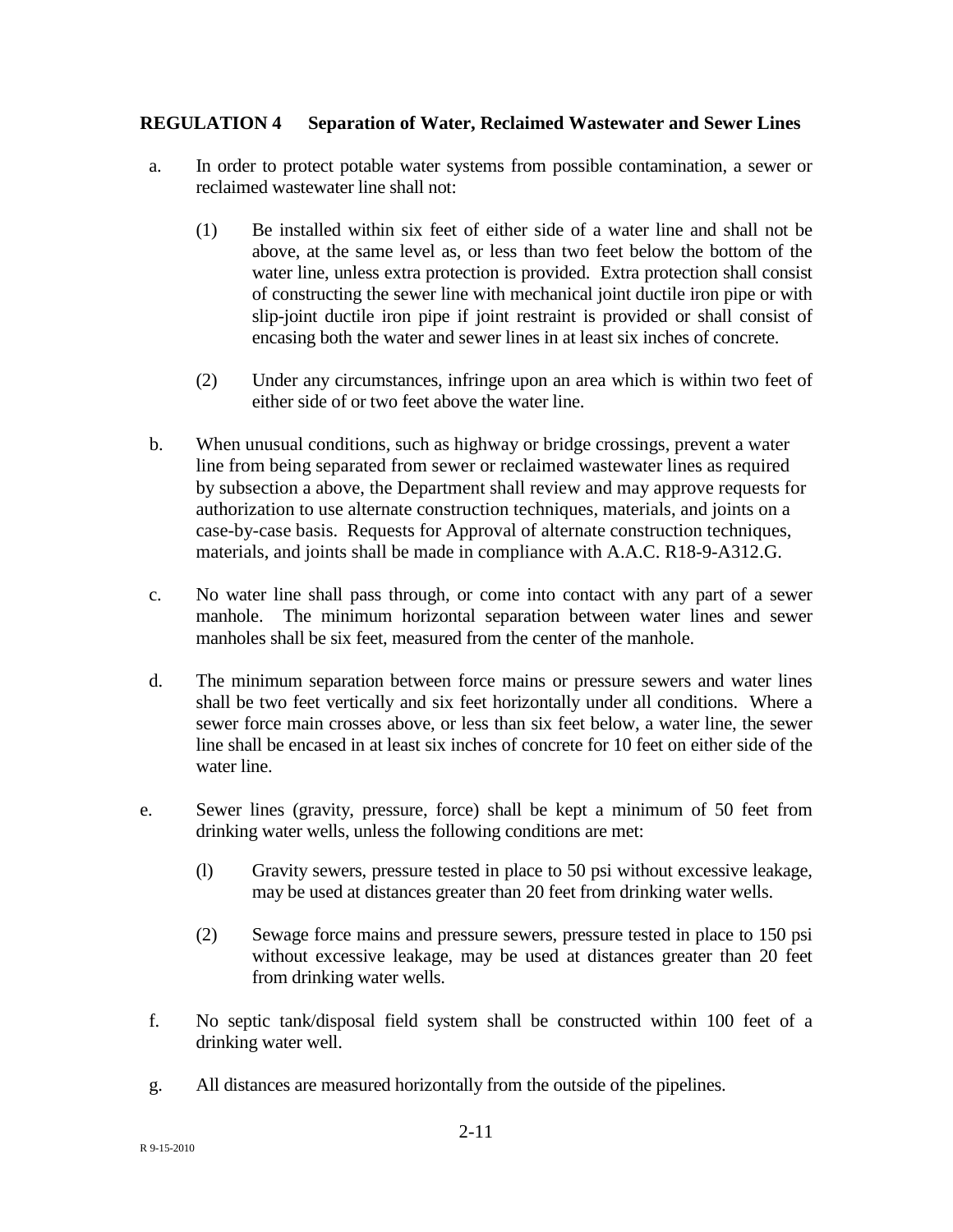## REGULATION 4 Separation of Water, Reclaimed Wastewater and Sewer Lines

a. In order to protect potable water systems from possible contamination, a sewer or reclaimed wastewater line shall not:

   (1) Be installed within six feet of either side of a water line and shall not be above, at the same level as, or less than two feet below the bottom of the water line, unless extra protection is provided. Extra protection shall consist of constructing the sewer line with mechanical joint ductile iron pipe or with slip-joint ductile iron pipe if joint restraint is provided or shall consist of encasing both the water and sewer lines in at least six inches of concrete.

   (2) Under any circumstances, infringe upon an area which is within two feet of either side of or two feet above the water line.

b. When unusual conditions, such as highway or bridge crossings, prevent a water line from being separated from sewer or reclaimed wastewater lines as required by subsection a above, the Department shall review and may approve requests for authorization to use alternate construction techniques, materials, and joints on a case-by-case basis. Requests for Approval of alternate construction techniques, materials, and joints shall be made in compliance with A.A.C. R18-9-A312.G.

c. No water line shall pass through, or come into contact with any part of a sewer manhole. The minimum horizontal separation between water lines and sewer manholes shall be six feet, measured from the center of the manhole.

d. The minimum separation between force mains or pressure sewers and water lines shall be two feet vertically and six feet horizontally under all conditions. Where a sewer force main crosses above, or less than six feet below, a water line, the sewer line shall be encased in at least six inches of concrete for 10 feet on either side of the water line.

e. Sewer lines (gravity, pressure, force) shall be kept a minimum of 50 feet from drinking water wells, unless the following conditions are met:

   (l) Gravity sewers, pressure tested in place to 50 psi without excessive leakage, may be used at distances greater than 20 feet from drinking water wells.

   (2) Sewage force mains and pressure sewers, pressure tested in place to 150 psi without excessive leakage, may be used at distances greater than 20 feet from drinking water wells.

f. No septic tank/disposal field system shall be constructed within 100 feet of a drinking water well.

g. All distances are measured horizontally from the outside of the pipelines.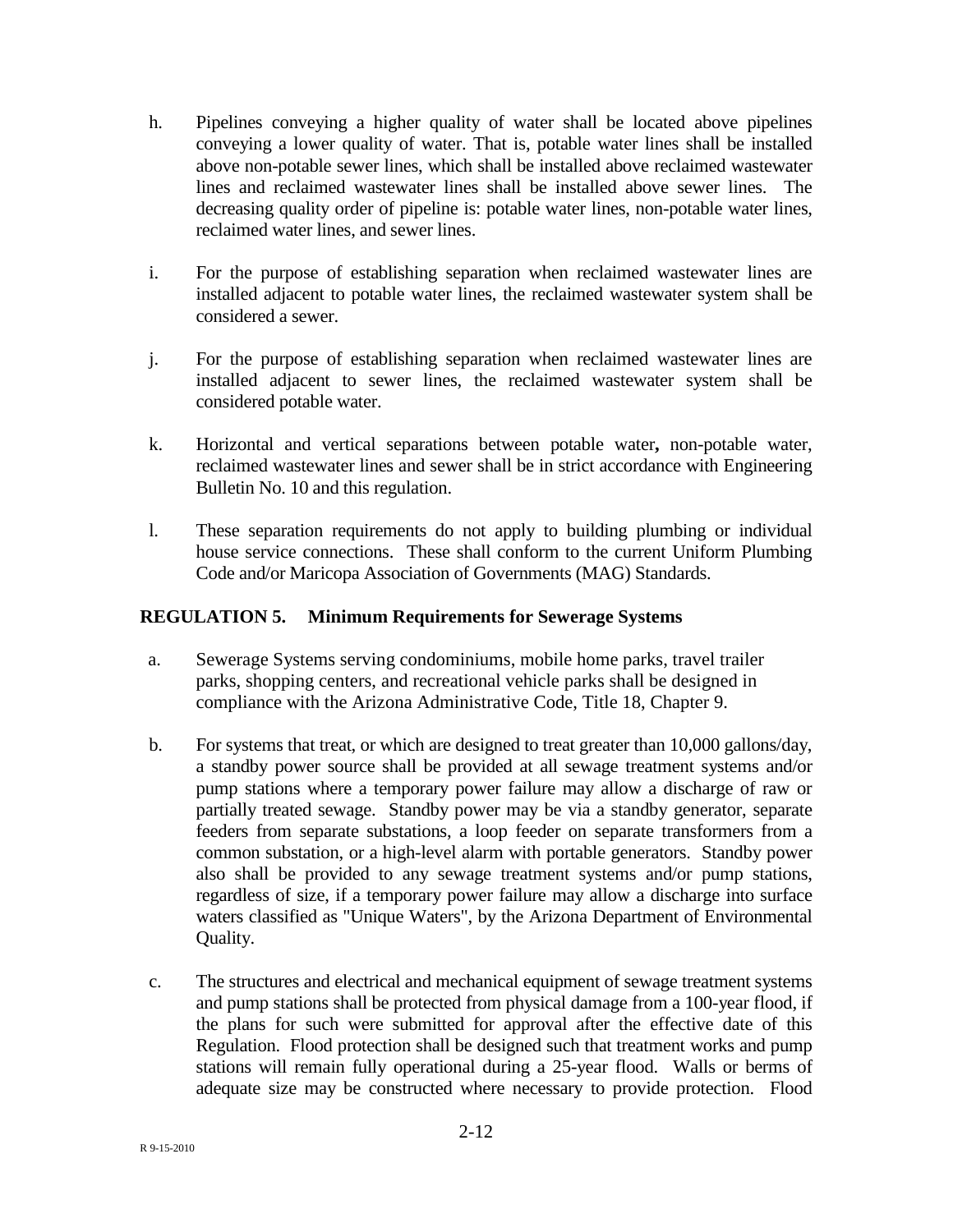h. Pipelines conveying a higher quality of water shall be located above pipelines conveying a lower quality of water. That is, potable water lines shall be installed above non-potable sewer lines, which shall be installed above reclaimed wastewater lines and reclaimed wastewater lines shall be installed above sewer lines. The decreasing quality order of pipeline is: potable water lines, non-potable water lines, reclaimed water lines, and sewer lines.

i. For the purpose of establishing separation when reclaimed wastewater lines are installed adjacent to potable water lines, the reclaimed wastewater system shall be considered a sewer.

j. For the purpose of establishing separation when reclaimed wastewater lines are installed adjacent to sewer lines, the reclaimed wastewater system shall be considered potable water.

k. Horizontal and vertical separations between potable water**,** non-potable water, reclaimed wastewater lines and sewer shall be in strict accordance with Engineering Bulletin No. 10 and this regulation.

l. These separation requirements do not apply to building plumbing or individual house service connections. These shall conform to the current Uniform Plumbing Code and/or Maricopa Association of Governments (MAG) Standards.

## REGULATION 5. Minimum Requirements for Sewerage Systems

a. Sewerage Systems serving condominiums, mobile home parks, travel trailer parks, shopping centers, and recreational vehicle parks shall be designed in compliance with the Arizona Administrative Code, Title 18, Chapter 9.

b. For systems that treat, or which are designed to treat greater than 10,000 gallons/day, a standby power source shall be provided at all sewage treatment systems and/or pump stations where a temporary power failure may allow a discharge of raw or partially treated sewage. Standby power may be via a standby generator, separate feeders from separate substations, a loop feeder on separate transformers from a common substation, or a high-level alarm with portable generators. Standby power also shall be provided to any sewage treatment systems and/or pump stations, regardless of size, if a temporary power failure may allow a discharge into surface waters classified as "Unique Waters", by the Arizona Department of Environmental Quality.

c. The structures and electrical and mechanical equipment of sewage treatment systems and pump stations shall be protected from physical damage from a 100-year flood, if the plans for such were submitted for approval after the effective date of this Regulation. Flood protection shall be designed such that treatment works and pump stations will remain fully operational during a 25-year flood. Walls or berms of adequate size may be constructed where necessary to provide protection. Flood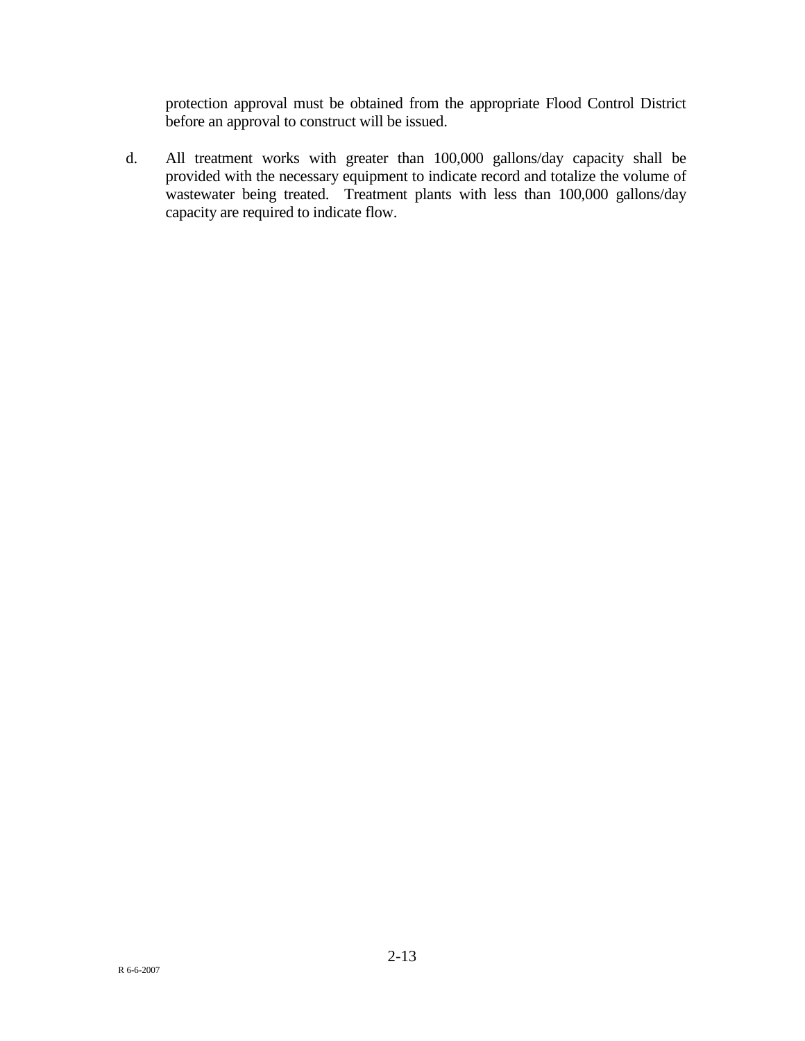protection approval must be obtained from the appropriate Flood Control District before an approval to construct will be issued.

d. All treatment works with greater than 100,000 gallons/day capacity shall be provided with the necessary equipment to indicate record and totalize the volume of wastewater being treated. Treatment plants with less than 100,000 gallons/day capacity are required to indicate flow.